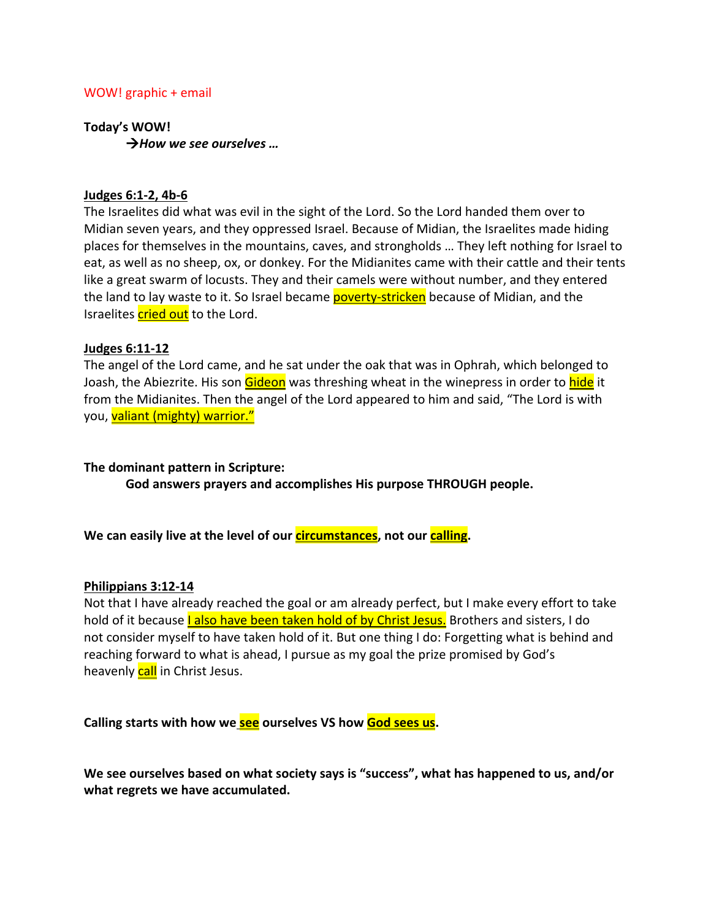WOW! graphic + email

**Today's WOW!**

**→*How we see ourselves …***

**Judges 6:1-2, 4b-6**

The Israelites did what was evil in the sight of the Lord. So the Lord handed them over to Midian seven years, and they oppressed Israel. Because of Midian, the Israelites made hiding places for themselves in the mountains, caves, and strongholds … They left nothing for Israel to eat, as well as no sheep, ox, or donkey. For the Midianites came with their cattle and their tents like a great swarm of locusts. They and their camels were without number, and they entered the land to lay waste to it. So Israel became poverty-stricken because of Midian, and the Israelites cried out to the Lord.

**Judges 6:11-12**

The angel of the Lord came, and he sat under the oak that was in Ophrah, which belonged to Joash, the Abiezrite. His son Gideon was threshing wheat in the winepress in order to hide it from the Midianites. Then the angel of the Lord appeared to him and said, "The Lord is with you, valiant (mighty) warrior."

**The dominant pattern in Scripture:**

**God answers prayers and accomplishes His purpose THROUGH people.**

**We can easily live at the level of our circumstances, not our calling.**

**Philippians 3:12-14**

Not that I have already reached the goal or am already perfect, but I make every effort to take hold of it because I also have been taken hold of by Christ Jesus. Brothers and sisters, I do not consider myself to have taken hold of it. But one thing I do: Forgetting what is behind and reaching forward to what is ahead, I pursue as my goal the prize promised by God's heavenly call in Christ Jesus.

**Calling starts with how we see ourselves VS how God sees us.**

**We see ourselves based on what society says is "success", what has happened to us, and/or what regrets we have accumulated.**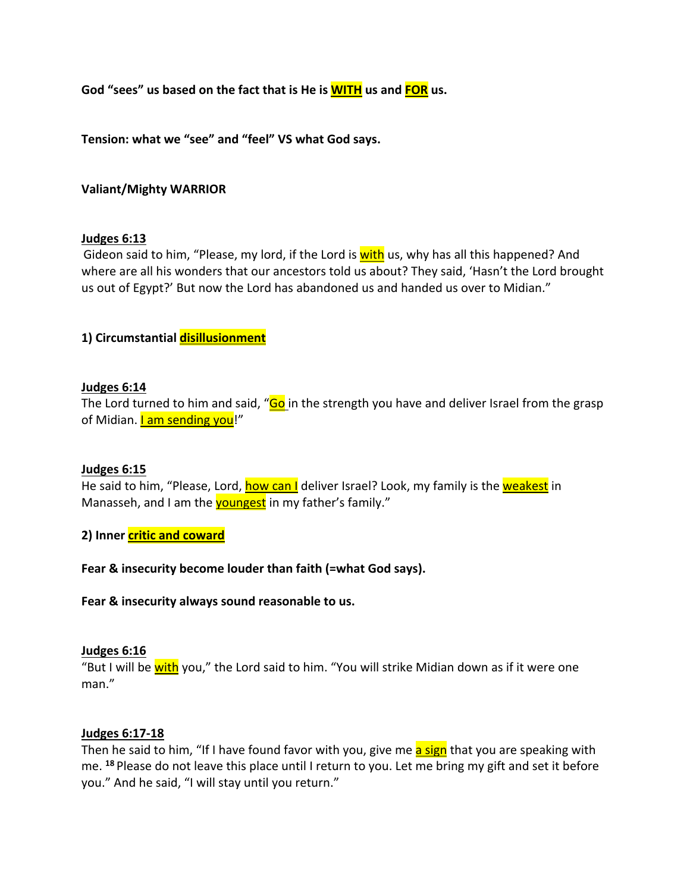**God “sees” us based on the fact that is He is WITH us and FOR us.**

**Tension: what we “see” and “feel” VS what God says.**

**Valiant/Mighty WARRIOR**

**Judges 6:13**

Gideon said to him, “Please, my lord, if the Lord is with us, why has all this happened? And where are all his wonders that our ancestors told us about? They said, ‘Hasn’t the Lord brought us out of Egypt?’ But now the Lord has abandoned us and handed us over to Midian.”

**1) Circumstantial disillusionment**

**Judges 6:14**

The Lord turned to him and said, “Go in the strength you have and deliver Israel from the grasp of Midian. I am sending you!”

**Judges 6:15**

He said to him, “Please, Lord, how can I deliver Israel? Look, my family is the weakest in Manasseh, and I am the youngest in my father’s family.”

**2) Inner critic and coward**

**Fear & insecurity become louder than faith (=what God says).**

**Fear & insecurity always sound reasonable to us.**

**Judges 6:16**

“But I will be with you,” the Lord said to him. “You will strike Midian down as if it were one man.”

**Judges 6:17-18**

Then he said to him, “If I have found favor with you, give me a sign that you are speaking with me. [18] Please do not leave this place until I return to you. Let me bring my gift and set it before you.” And he said, “I will stay until you return.”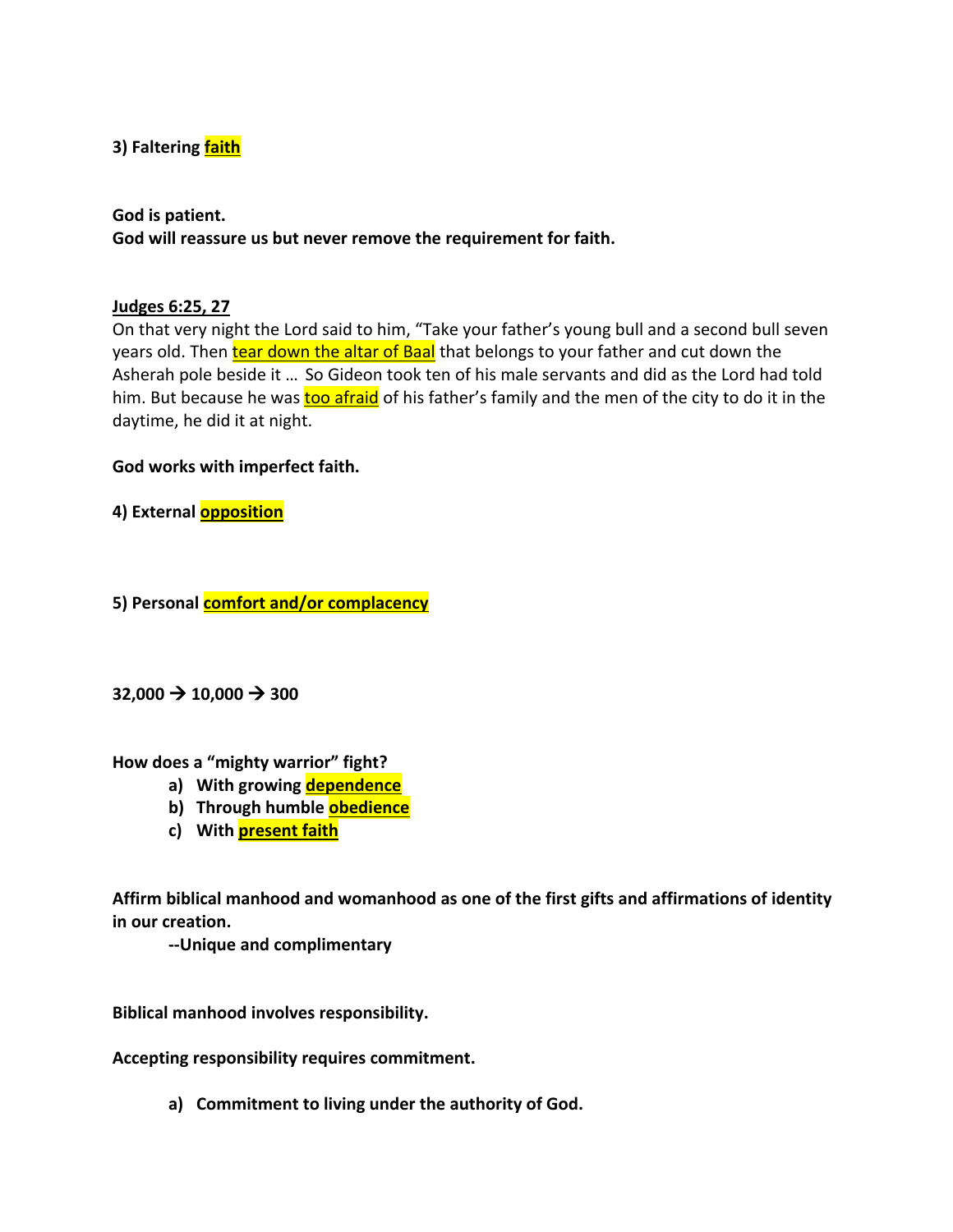**3) Faltering faith**

**God is patient.**
**God will reassure us but never remove the requirement for faith.**

**Judges 6:25, 27**
On that very night the Lord said to him, "Take your father's young bull and a second bull seven years old. Then tear down the altar of Baal that belongs to your father and cut down the Asherah pole beside it … So Gideon took ten of his male servants and did as the Lord had told him. But because he was too afraid of his father's family and the men of the city to do it in the daytime, he did it at night.

**God works with imperfect faith.**

**4) External opposition**

**5) Personal comfort and/or complacency**

**32,000 → 10,000 → 300**

**How does a "mighty warrior" fight?**

- **a) With growing dependence**
- **b) Through humble obedience**
- **c) With present faith**

**Affirm biblical manhood and womanhood as one of the first gifts and affirmations of identity in our creation.**

**--Unique and complimentary**

**Biblical manhood involves responsibility.**

**Accepting responsibility requires commitment.**

- **a) Commitment to living under the authority of God.**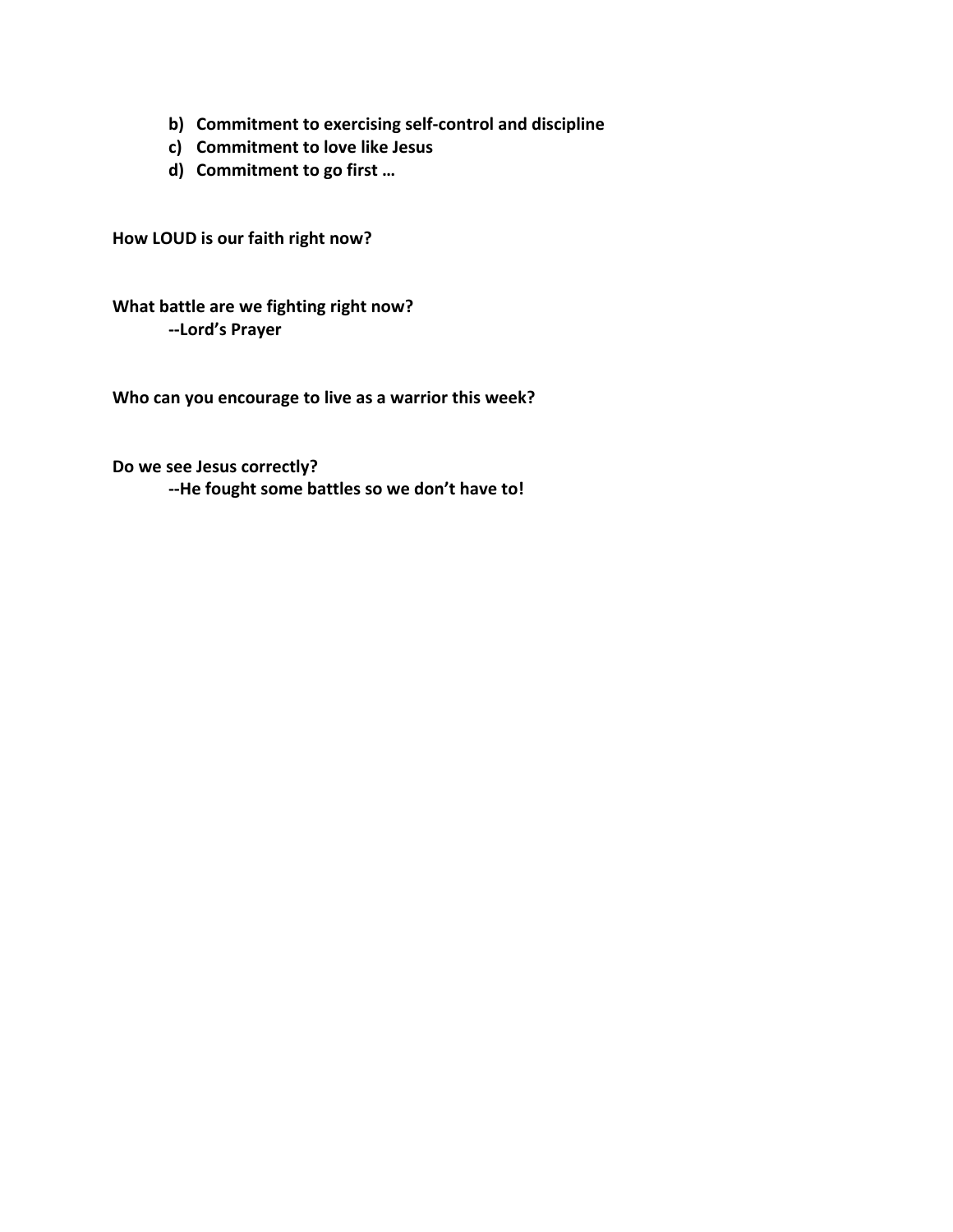b) **Commitment to exercising self-control and discipline**
c) **Commitment to love like Jesus**
d) **Commitment to go first …**

**How LOUD is our faith right now?**

**What battle are we fighting right now?**
**--Lord's Prayer**

**Who can you encourage to live as a warrior this week?**

**Do we see Jesus correctly?**
**--He fought some battles so we don't have to!**